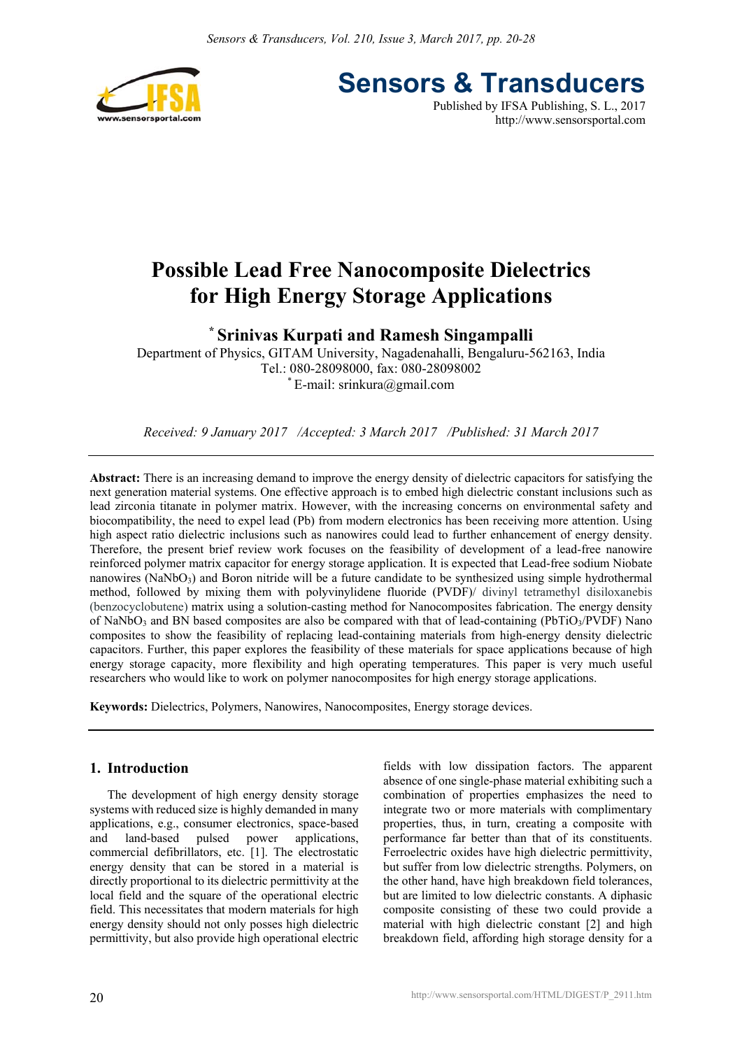# Possible Lead Free Nanocomposite Dielectrics for High Energy Storage Applications

**\* Srinivas Kurpati and Ramesh Singampalli**

Department of Physics, GITAM University, Nagadenahalli, Bengaluru-562163, India
Tel.: 080-28098000, fax: 080-28098002
\* E-mail: srinkura@gmail.com

*Received: 9 January 2017 /Accepted: 3 March 2017 /Published: 31 March 2017*

---

**Abstract:** There is an increasing demand to improve the energy density of dielectric capacitors for satisfying the next generation material systems. One effective approach is to embed high dielectric constant inclusions such as lead zirconia titanate in polymer matrix. However, with the increasing concerns on environmental safety and biocompatibility, the need to expel lead (Pb) from modern electronics has been receiving more attention. Using high aspect ratio dielectric inclusions such as nanowires could lead to further enhancement of energy density. Therefore, the present brief review work focuses on the feasibility of development of a lead-free nanowire reinforced polymer matrix capacitor for energy storage application. It is expected that Lead-free sodium Niobate nanowires ($NaNbO_3$) and Boron nitride will be a future candidate to be synthesized using simple hydrothermal method, followed by mixing them with polyvinylidene fluoride (PVDF)/ divinyl tetramethyl disiloxanebis (benzocyclobutene) matrix using a solution-casting method for Nanocomposites fabrication. The energy density of $NaNbO_3$ and BN based composites are also be compared with that of lead-containing ($PbTiO_3$/PVDF) Nano composites to show the feasibility of replacing lead-containing materials from high-energy density dielectric capacitors. Further, this paper explores the feasibility of these materials for space applications because of high energy storage capacity, more flexibility and high operating temperatures. This paper is very much useful researchers who would like to work on polymer nanocomposites for high energy storage applications.

**Keywords:** Dielectrics, Polymers, Nanowires, Nanocomposites, Energy storage devices.

---

## 1. Introduction

The development of high energy density storage systems with reduced size is highly demanded in many applications, e.g., consumer electronics, space-based and land-based pulsed power applications, commercial defibrillators, etc. [1]. The electrostatic energy density that can be stored in a material is directly proportional to its dielectric permittivity at the local field and the square of the operational electric field. This necessitates that modern materials for high energy density should not only posses high dielectric permittivity, but also provide high operational electric fields with low dissipation factors. The apparent absence of one single-phase material exhibiting such a combination of properties emphasizes the need to integrate two or more materials with complimentary properties, thus, in turn, creating a composite with performance far better than that of its constituents. Ferroelectric oxides have high dielectric permittivity, but suffer from low dielectric strengths. Polymers, on the other hand, have high breakdown field tolerances, but are limited to low dielectric constants. A diphasic composite consisting of these two could provide a material with high dielectric constant [2] and high breakdown field, affording high storage density for a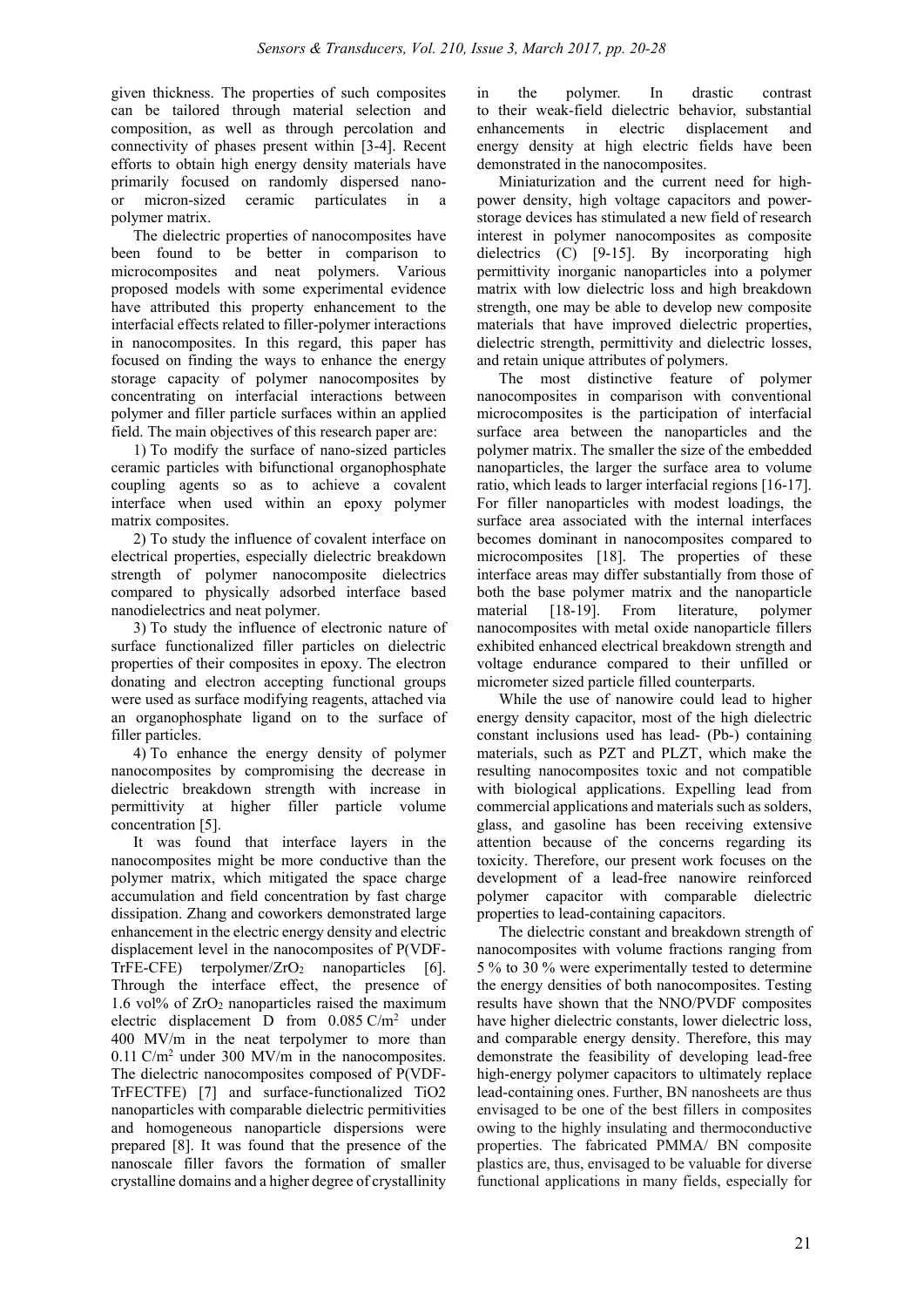given thickness. The properties of such composites can be tailored through material selection and composition, as well as through percolation and connectivity of phases present within [3-4]. Recent efforts to obtain high energy density materials have primarily focused on randomly dispersed nano- or micron-sized ceramic particulates in a polymer matrix.

The dielectric properties of nanocomposites have been found to be better in comparison to microcomposites and neat polymers. Various proposed models with some experimental evidence have attributed this property enhancement to the interfacial effects related to filler-polymer interactions in nanocomposites. In this regard, this paper has focused on finding the ways to enhance the energy storage capacity of polymer nanocomposites by concentrating on interfacial interactions between polymer and filler particle surfaces within an applied field. The main objectives of this research paper are:

1) To modify the surface of nano-sized particles ceramic particles with bifunctional organophosphate coupling agents so as to achieve a covalent interface when used within an epoxy polymer matrix composites.

2) To study the influence of covalent interface on electrical properties, especially dielectric breakdown strength of polymer nanocomposite dielectrics compared to physically adsorbed interface based nanodielectrics and neat polymer.

3) To study the influence of electronic nature of surface functionalized filler particles on dielectric properties of their composites in epoxy. The electron donating and electron accepting functional groups were used as surface modifying reagents, attached via an organophosphate ligand on to the surface of filler particles.

4) To enhance the energy density of polymer nanocomposites by compromising the decrease in dielectric breakdown strength with increase in permittivity at higher filler particle volume concentration [5].

It was found that interface layers in the nanocomposites might be more conductive than the polymer matrix, which mitigated the space charge accumulation and field concentration by fast charge dissipation. Zhang and coworkers demonstrated large enhancement in the electric energy density and electric displacement level in the nanocomposites of P(VDF-TrFE-CFE) terpolymer/$ZrO_2$ nanoparticles [6]. Through the interface effect, the presence of 1.6 vol% of $ZrO_2$ nanoparticles raised the maximum electric displacement D from 0.085 $C/m^2$ under 400 MV/m in the neat terpolymer to more than 0.11 $C/m^2$ under 300 MV/m in the nanocomposites. The dielectric nanocomposites composed of P(VDF-TrFECTFE) [7] and surface-functionalized TiO2 nanoparticles with comparable dielectric permitivities and homogeneous nanoparticle dispersions were prepared [8]. It was found that the presence of the nanoscale filler favors the formation of smaller crystalline domains and a higher degree of crystallinity in the polymer. In drastic contrast to their weak-field dielectric behavior, substantial enhancements in electric displacement and energy density at high electric fields have been demonstrated in the nanocomposites.

Miniaturization and the current need for high-power density, high voltage capacitors and power-storage devices has stimulated a new field of research interest in polymer nanocomposites as composite dielectrics (C) [9-15]. By incorporating high permittivity inorganic nanoparticles into a polymer matrix with low dielectric loss and high breakdown strength, one may be able to develop new composite materials that have improved dielectric properties, dielectric strength, permittivity and dielectric losses, and retain unique attributes of polymers.

The most distinctive feature of polymer nanocomposites in comparison with conventional microcomposites is the participation of interfacial surface area between the nanoparticles and the polymer matrix. The smaller the size of the embedded nanoparticles, the larger the surface area to volume ratio, which leads to larger interfacial regions [16-17]. For filler nanoparticles with modest loadings, the surface area associated with the internal interfaces becomes dominant in nanocomposites compared to microcomposites [18]. The properties of these interface areas may differ substantially from those of both the base polymer matrix and the nanoparticle material [18-19]. From literature, polymer nanocomposites with metal oxide nanoparticle fillers exhibited enhanced electrical breakdown strength and voltage endurance compared to their unfilled or micrometer sized particle filled counterparts.

While the use of nanowire could lead to higher energy density capacitor, most of the high dielectric constant inclusions used has lead- (Pb-) containing materials, such as PZT and PLZT, which make the resulting nanocomposites toxic and not compatible with biological applications. Expelling lead from commercial applications and materials such as solders, glass, and gasoline has been receiving extensive attention because of the concerns regarding its toxicity. Therefore, our present work focuses on the development of a lead-free nanowire reinforced polymer capacitor with comparable dielectric properties to lead-containing capacitors.

The dielectric constant and breakdown strength of nanocomposites with volume fractions ranging from 5 % to 30 % were experimentally tested to determine the energy densities of both nanocomposites. Testing results have shown that the NNO/PVDF composites have higher dielectric constants, lower dielectric loss, and comparable energy density. Therefore, this may demonstrate the feasibility of developing lead-free high-energy polymer capacitors to ultimately replace lead-containing ones. Further, BN nanosheets are thus envisaged to be one of the best fillers in composites owing to the highly insulating and thermoconductive properties. The fabricated PMMA/ BN composite plastics are, thus, envisaged to be valuable for diverse functional applications in many fields, especially for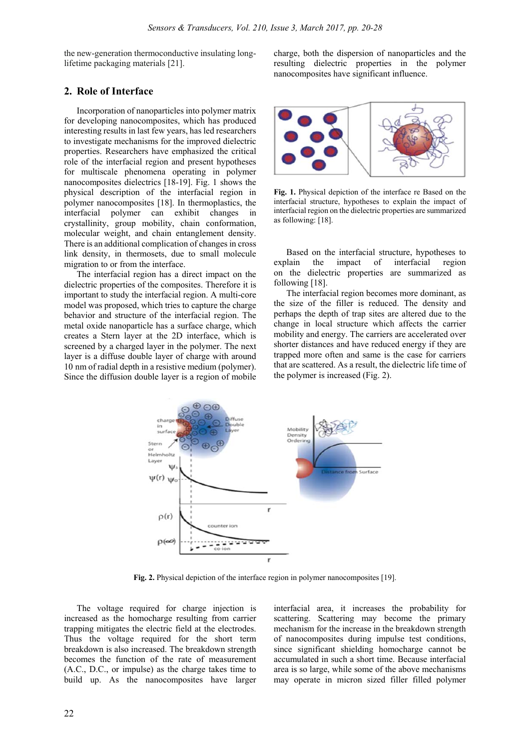the new-generation thermoconductive insulating long-lifetime packaging materials [21].

## 2. Role of Interface

Incorporation of nanoparticles into polymer matrix for developing nanocomposites, which has produced interesting results in last few years, has led researchers to investigate mechanisms for the improved dielectric properties. Researchers have emphasized the critical role of the interfacial region and present hypotheses for multiscale phenomena operating in polymer nanocomposites dielectrics [18-19]. Fig. 1 shows the physical description of the interfacial region in polymer nanocomposites [18]. In thermoplastics, the interfacial polymer can exhibit changes in crystallinity, group mobility, chain conformation, molecular weight, and chain entanglement density. There is an additional complication of changes in cross link density, in thermosets, due to small molecule migration to or from the interface.

The interfacial region has a direct impact on the dielectric properties of the composites. Therefore it is important to study the interfacial region. A multi-core model was proposed, which tries to capture the charge behavior and structure of the interfacial region. The metal oxide nanoparticle has a surface charge, which creates a Stern layer at the 2D interface, which is screened by a charged layer in the polymer. The next layer is a diffuse double layer of charge with around 10 nm of radial depth in a resistive medium (polymer). Since the diffusion double layer is a region of mobile charge, both the dispersion of nanoparticles and the resulting dielectric properties in the polymer nanocomposites have significant influence.

**Fig. 1.** Physical depiction of the interface re Based on the interfacial structure, hypotheses to explain the impact of interfacial region on the dielectric properties are summarized as following: [18].

Based on the interfacial structure, hypotheses to explain the impact of interfacial region on the dielectric properties are summarized as following [18].

The interfacial region becomes more dominant, as the size of the filler is reduced. The density and perhaps the depth of trap sites are altered due to the change in local structure which affects the carrier mobility and energy. The carriers are accelerated over shorter distances and have reduced energy if they are trapped more often and same is the case for carriers that are scattered. As a result, the dielectric life time of the polymer is increased (Fig. 2).

**Fig. 2.** Physical depiction of the interface region in polymer nanocomposites [19].

The voltage required for charge injection is increased as the homocharge resulting from carrier trapping mitigates the electric field at the electrodes. Thus the voltage required for the short term breakdown is also increased. The breakdown strength becomes the function of the rate of measurement (A.C., D.C., or impulse) as the charge takes time to build up. As the nanocomposites have larger interfacial area, it increases the probability for scattering. Scattering may become the primary mechanism for the increase in the breakdown strength of nanocomposites during impulse test conditions, since significant shielding homocharge cannot be accumulated in such a short time. Because interfacial area is so large, while some of the above mechanisms may operate in micron sized filler filled polymer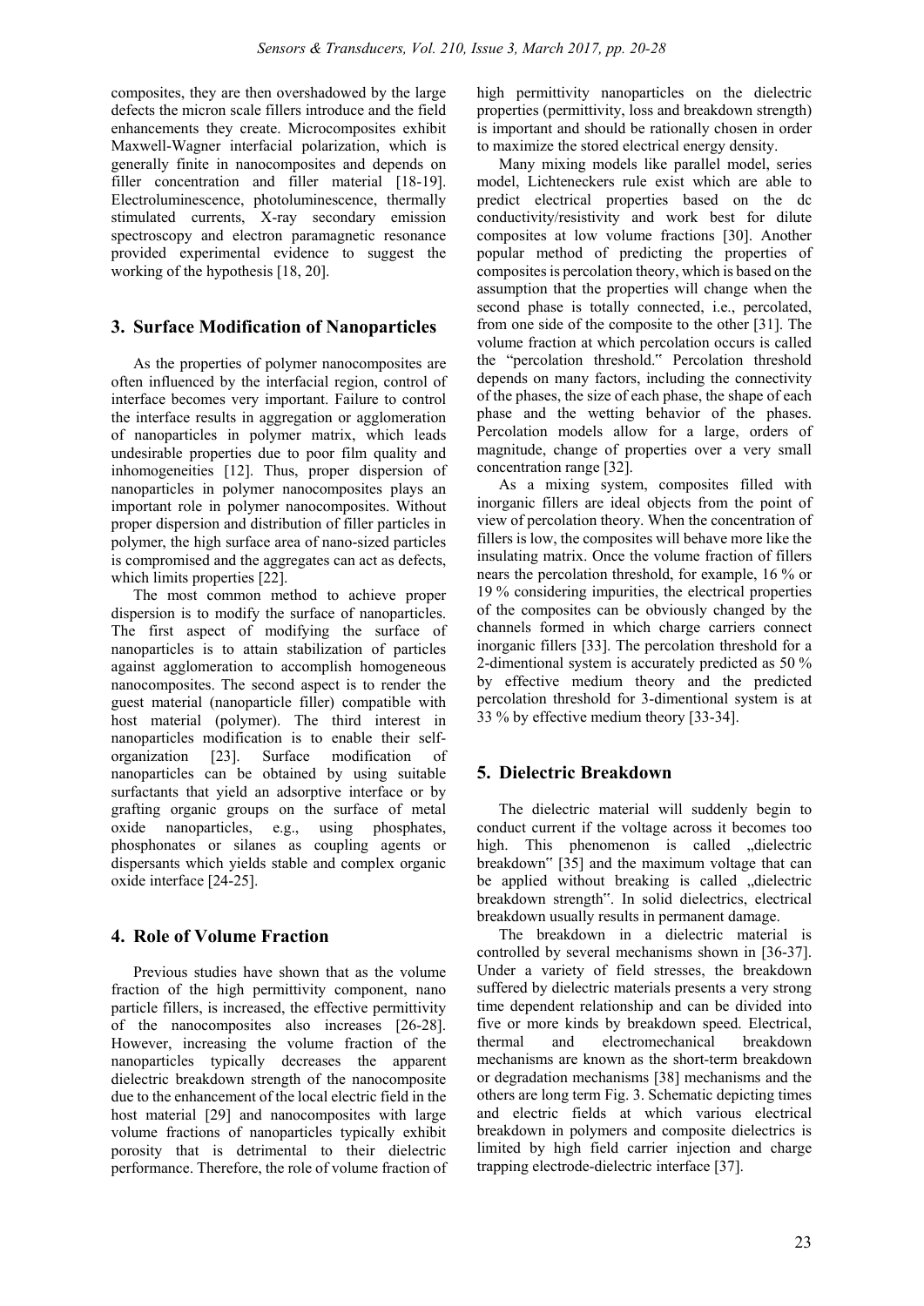composites, they are then overshadowed by the large defects the micron scale fillers introduce and the field enhancements they create. Microcomposites exhibit Maxwell-Wagner interfacial polarization, which is generally finite in nanocomposites and depends on filler concentration and filler material [18-19]. Electroluminescence, photoluminescence, thermally stimulated currents, X-ray secondary emission spectroscopy and electron paramagnetic resonance provided experimental evidence to suggest the working of the hypothesis [18, 20].

## 3. Surface Modification of Nanoparticles

As the properties of polymer nanocomposites are often influenced by the interfacial region, control of interface becomes very important. Failure to control the interface results in aggregation or agglomeration of nanoparticles in polymer matrix, which leads undesirable properties due to poor film quality and inhomogeneities [12]. Thus, proper dispersion of nanoparticles in polymer nanocomposites plays an important role in polymer nanocomposites. Without proper dispersion and distribution of filler particles in polymer, the high surface area of nano-sized particles is compromised and the aggregates can act as defects, which limits properties [22].

The most common method to achieve proper dispersion is to modify the surface of nanoparticles. The first aspect of modifying the surface of nanoparticles is to attain stabilization of particles against agglomeration to accomplish homogeneous nanocomposites. The second aspect is to render the guest material (nanoparticle filler) compatible with host material (polymer). The third interest in nanoparticles modification is to enable their self-organization [23]. Surface modification of nanoparticles can be obtained by using suitable surfactants that yield an adsorptive interface or by grafting organic groups on the surface of metal oxide nanoparticles, e.g., using phosphates, phosphonates or silanes as coupling agents or dispersants which yields stable and complex organic oxide interface [24-25].

## 4. Role of Volume Fraction

Previous studies have shown that as the volume fraction of the high permittivity component, nano particle fillers, is increased, the effective permittivity of the nanocomposites also increases [26-28]. However, increasing the volume fraction of the nanoparticles typically decreases the apparent dielectric breakdown strength of the nanocomposite due to the enhancement of the local electric field in the host material [29] and nanocomposites with large volume fractions of nanoparticles typically exhibit porosity that is detrimental to their dielectric performance. Therefore, the role of volume fraction of high permittivity nanoparticles on the dielectric properties (permittivity, loss and breakdown strength) is important and should be rationally chosen in order to maximize the stored electrical energy density.

Many mixing models like parallel model, series model, Lichteneckers rule exist which are able to predict electrical properties based on the dc conductivity/resistivity and work best for dilute composites at low volume fractions [30]. Another popular method of predicting the properties of composites is percolation theory, which is based on the assumption that the properties will change when the second phase is totally connected, i.e., percolated, from one side of the composite to the other [31]. The volume fraction at which percolation occurs is called the "percolation threshold." Percolation threshold depends on many factors, including the connectivity of the phases, the size of each phase, the shape of each phase and the wetting behavior of the phases. Percolation models allow for a large, orders of magnitude, change of properties over a very small concentration range [32].

As a mixing system, composites filled with inorganic fillers are ideal objects from the point of view of percolation theory. When the concentration of fillers is low, the composites will behave more like the insulating matrix. Once the volume fraction of fillers nears the percolation threshold, for example, 16 % or 19 % considering impurities, the electrical properties of the composites can be obviously changed by the channels formed in which charge carriers connect inorganic fillers [33]. The percolation threshold for a 2-dimentional system is accurately predicted as 50 % by effective medium theory and the predicted percolation threshold for 3-dimentional system is at 33 % by effective medium theory [33-34].

## 5. Dielectric Breakdown

The dielectric material will suddenly begin to conduct current if the voltage across it becomes too high. This phenomenon is called „dielectric breakdown" [35] and the maximum voltage that can be applied without breaking is called „dielectric breakdown strength". In solid dielectrics, electrical breakdown usually results in permanent damage.

The breakdown in a dielectric material is controlled by several mechanisms shown in [36-37]. Under a variety of field stresses, the breakdown suffered by dielectric materials presents a very strong time dependent relationship and can be divided into five or more kinds by breakdown speed. Electrical, thermal and electromechanical breakdown mechanisms are known as the short-term breakdown or degradation mechanisms [38] mechanisms and the others are long term Fig. 3. Schematic depicting times and electric fields at which various electrical breakdown in polymers and composite dielectrics is limited by high field carrier injection and charge trapping electrode-dielectric interface [37].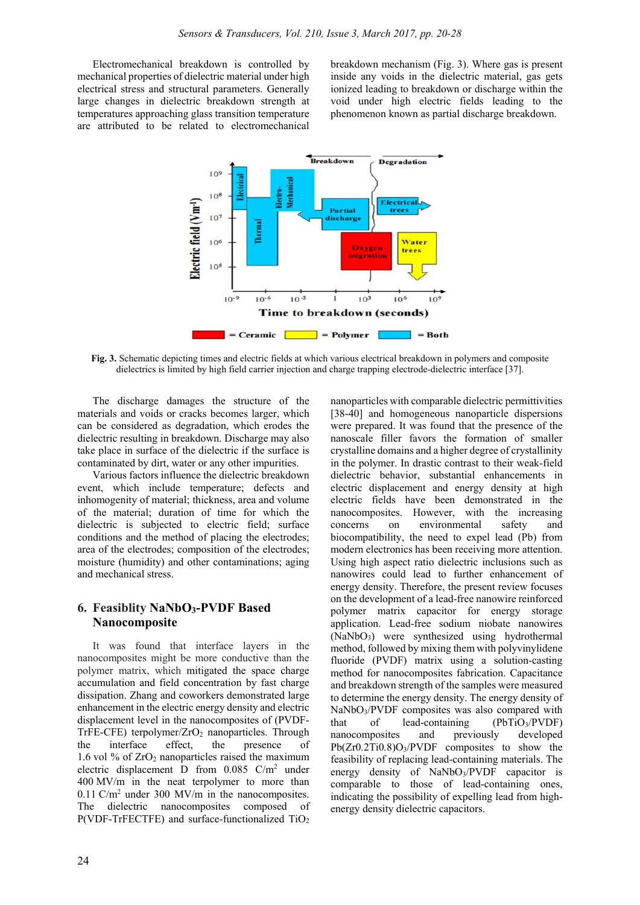Electromechanical breakdown is controlled by mechanical properties of dielectric material under high electrical stress and structural parameters. Generally large changes in dielectric breakdown strength at temperatures approaching glass transition temperature are attributed to be related to electromechanical breakdown mechanism (Fig. 3). Where gas is present inside any voids in the dielectric material, gas gets ionized leading to breakdown or discharge within the void under high electric fields leading to the phenomenon known as partial discharge breakdown.

**Fig. 3.** Schematic depicting times and electric fields at which various electrical breakdown in polymers and composite dielectrics is limited by high field carrier injection and charge trapping electrode-dielectric interface [37].

The discharge damages the structure of the materials and voids or cracks becomes larger, which can be considered as degradation, which erodes the dielectric resulting in breakdown. Discharge may also take place in surface of the dielectric if the surface is contaminated by dirt, water or any other impurities.

Various factors influence the dielectric breakdown event, which include temperature; defects and inhomogeneity of material; thickness, area and volume of the material; duration of time for which the dielectric is subjected to electric field; surface conditions and the method of placing the electrodes; area of the electrodes; composition of the electrodes; moisture (humidity) and other contaminations; aging and mechanical stress.

## 6. Feasiblity $NaNbO_3$-PVDF Based Nanocomposite

It was found that interface layers in the nanocomposites might be more conductive than the polymer matrix, which mitigated the space charge accumulation and field concentration by fast charge dissipation. Zhang and coworkers demonstrated large enhancement in the electric energy density and electric displacement level in the nanocomposites of (PVDF-TrFE-CFE) terpolymer/$ZrO_2$ nanoparticles. Through the interface effect, the presence of 1.6 vol % of $ZrO_2$ nanoparticles raised the maximum electric displacement D from 0.085 C/m$^2$ under 400 MV/m in the neat terpolymer to more than 0.11 C/m$^2$ under 300 MV/m in the nanocomposites. The dielectric nanocomposites composed of P(VDF-TrFECTFE) and surface-functionalized $TiO_2$ nanoparticles with comparable dielectric permittivities [38-40] and homogeneous nanoparticle dispersions were prepared. It was found that the presence of the nanoscale filler favors the formation of smaller crystalline domains and a higher degree of crystallinity in the polymer. In drastic contrast to their weak-field dielectric behavior, substantial enhancements in electric displacement and energy density at high electric fields have been demonstrated in the nanocomposites. However, with the increasing concerns on environmental safety and biocompatibility, the need to expel lead (Pb) from modern electronics has been receiving more attention. Using high aspect ratio dielectric inclusions such as nanowires could lead to further enhancement of energy density. Therefore, the present review focuses on the development of a lead-free nanowire reinforced polymer matrix capacitor for energy storage application. Lead-free sodium niobate nanowires ($NaNbO_3$) were synthesized using hydrothermal method, followed by mixing them with polyvinylidene fluoride (PVDF) matrix using a solution-casting method for nanocomposites fabrication. Capacitance and breakdown strength of the samples were measured to determine the energy density. The energy density of $NaNbO_3$/PVDF composites was also compared with that of lead-containing ($PbTiO_3$/PVDF) nanocomposites and previously developed $Pb(Zr_{0.2}Ti_{0.8})O_3$/PVDF composites to show the feasibility of replacing lead-containing materials. The energy density of $NaNbO_3$/PVDF capacitor is comparable to those of lead-containing ones, indicating the possibility of expelling lead from high-energy density dielectric capacitors.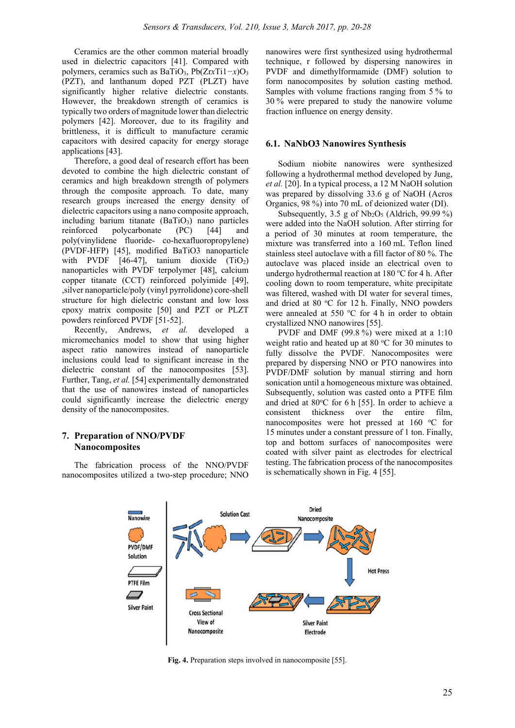Ceramics are the other common material broadly used in dielectric capacitors [41]. Compared with polymers, ceramics such as $BaTiO_3$, $Pb(Zr_xTi_{1-x})O_3$ (PZT), and lanthanum doped PZT (PLZT) have significantly higher relative dielectric constants. However, the breakdown strength of ceramics is typically two orders of magnitude lower than dielectric polymers [42]. Moreover, due to its fragility and brittleness, it is difficult to manufacture ceramic capacitors with desired capacity for energy storage applications [43].

Therefore, a good deal of research effort has been devoted to combine the high dielectric constant of ceramics and high breakdown strength of polymers through the composite approach. To date, many research groups increased the energy density of dielectric capacitors using a nano composite approach, including barium titanate ($BaTiO_3$) nano particles reinforced polycarbonate (PC) [44] and poly(vinylidene fluoride- co-hexafluoropropylene) (PVDF-HFP) [45], modified BaTiO3 nanoparticle with PVDF [46-47], tanium dioxide ($TiO_2$) nanoparticles with PVDF terpolymer [48], calcium copper titanate (CCT) reinforced polyimide [49], ,silver nanoparticle/poly (vinyl pyrrolidone) core-shell structure for high dielectric constant and low loss epoxy matrix composite [50] and PZT or PLZT powders reinforced PVDF [51-52].

Recently, Andrews, *et al.* developed a micromechanics model to show that using higher aspect ratio nanowires instead of nanoparticle inclusions could lead to significant increase in the dielectric constant of the nanocomposites [53]. Further, Tang, *et al.* [54] experimentally demonstrated that the use of nanowires instead of nanoparticles could significantly increase the dielectric energy density of the nanocomposites.

## 7. Preparation of NNO/PVDF Nanocomposites

The fabrication process of the NNO/PVDF nanocomposites utilized a two-step procedure; NNO nanowires were first synthesized using hydrothermal technique, r followed by dispersing nanowires in PVDF and dimethylformamide (DMF) solution to form nanocomposites by solution casting method. Samples with volume fractions ranging from 5 % to 30 % were prepared to study the nanowire volume fraction influence on energy density.

### 6.1. NaNbO3 Nanowires Synthesis

Sodium niobite nanowires were synthesized following a hydrothermal method developed by Jung, *et al.* [20]. In a typical process, a 12 M NaOH solution was prepared by dissolving 33.6 g of NaOH (Acros Organics, 98 %) into 70 mL of deionized water (DI).

Subsequently, 3.5 g of $Nb_2O_5$ (Aldrich, 99.99 %) were added into the NaOH solution. After stirring for a period of 30 minutes at room temperature, the mixture was transferred into a 160 mL Teflon lined stainless steel autoclave with a fill factor of 80 %. The autoclave was placed inside an electrical oven to undergo hydrothermal reaction at 180 °C for 4 h. After cooling down to room temperature, white precipitate was filtered, washed with DI water for several times, and dried at 80 °C for 12 h. Finally, NNO powders were annealed at 550 °C for 4 h in order to obtain crystallized NNO nanowires [55].

PVDF and DMF (99.8 %) were mixed at a 1:10 weight ratio and heated up at 80 °C for 30 minutes to fully dissolve the PVDF. Nanocomposites were prepared by dispersing NNO or PTO nanowires into PVDF/DMF solution by manual stirring and horn sonication until a homogeneous mixture was obtained. Subsequently, solution was casted onto a PTFE film and dried at 80°C for 6 h [55]. In order to achieve a consistent thickness over the entire film, nanocomposites were hot pressed at 160 °C for 15 minutes under a constant pressure of 1 ton. Finally, top and bottom surfaces of nanocomposites were coated with silver paint as electrodes for electrical testing. The fabrication process of the nanocomposites is schematically shown in Fig. 4 [55].

**Fig. 4.** Preparation steps involved in nanocomposite [55].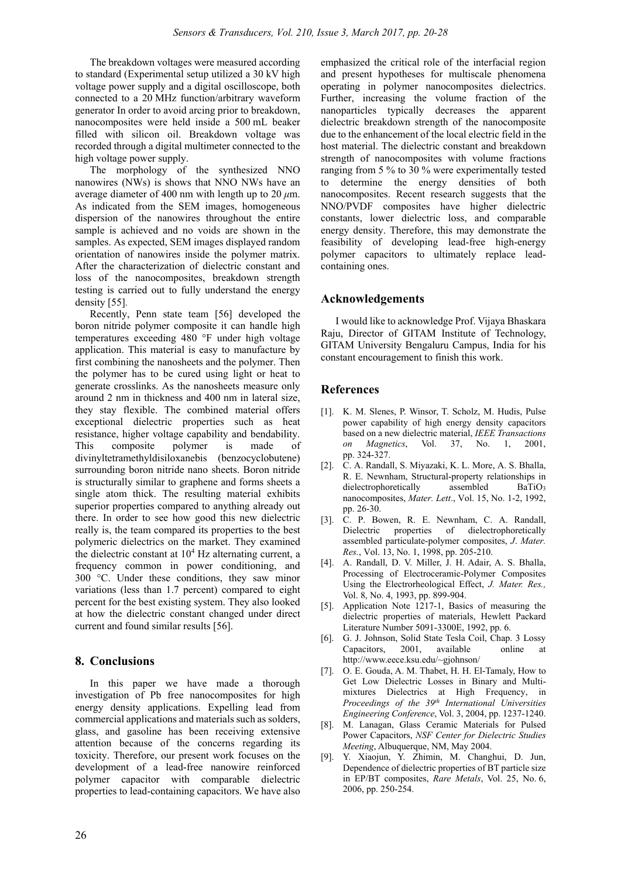The breakdown voltages were measured according to standard (Experimental setup utilized a 30 kV high voltage power supply and a digital oscilloscope, both connected to a 20 MHz function/arbitrary waveform generator In order to avoid arcing prior to breakdown, nanocomposites were held inside a 500 mL beaker filled with silicon oil. Breakdown voltage was recorded through a digital multimeter connected to the high voltage power supply.

The morphology of the synthesized NNO nanowires (NWs) is shows that NNO NWs have an average diameter of 400 nm with length up to 20 $\mu$m. As indicated from the SEM images, homogeneous dispersion of the nanowires throughout the entire sample is achieved and no voids are shown in the samples. As expected, SEM images displayed random orientation of nanowires inside the polymer matrix. After the characterization of dielectric constant and loss of the nanocomposites, breakdown strength testing is carried out to fully understand the energy density [55].

Recently, Penn state team [56] developed the boron nitride polymer composite it can handle high temperatures exceeding 480 °F under high voltage application. This material is easy to manufacture by first combining the nanosheets and the polymer. Then the polymer has to be cured using light or heat to generate crosslinks. As the nanosheets measure only around 2 nm in thickness and 400 nm in lateral size, they stay flexible. The combined material offers exceptional dielectric properties such as heat resistance, higher voltage capability and bendability. This composite polymer is made of divinyltetramethyldisiloxanebis (benzocyclobutene) surrounding boron nitride nano sheets. Boron nitride is structurally similar to graphene and forms sheets a single atom thick. The resulting material exhibits superior properties compared to anything already out there. In order to see how good this new dielectric really is, the team compared its properties to the best polymeric dielectrics on the market. They examined the dielectric constant at $10^4$ Hz alternating current, a frequency common in power conditioning, and 300 °C. Under these conditions, they saw minor variations (less than 1.7 percent) compared to eight percent for the best existing system. They also looked at how the dielectric constant changed under direct current and found similar results [56].

## 8. Conclusions

In this paper we have made a thorough investigation of Pb free nanocomposites for high energy density applications. Expelling lead from commercial applications and materials such as solders, glass, and gasoline has been receiving extensive attention because of the concerns regarding its toxicity. Therefore, our present work focuses on the development of a lead-free nanowire reinforced polymer capacitor with comparable dielectric properties to lead-containing capacitors. We have also emphasized the critical role of the interfacial region and present hypotheses for multiscale phenomena operating in polymer nanocomposites dielectrics. Further, increasing the volume fraction of the nanoparticles typically decreases the apparent dielectric breakdown strength of the nanocomposite due to the enhancement of the local electric field in the host material. The dielectric constant and breakdown strength of nanocomposites with volume fractions ranging from 5 % to 30 % were experimentally tested to determine the energy densities of both nanocomposites. Recent research suggests that the NNO/PVDF composites have higher dielectric constants, lower dielectric loss, and comparable energy density. Therefore, this may demonstrate the feasibility of developing lead-free high-energy polymer capacitors to ultimately replace lead-containing ones.

## Acknowledgements

I would like to acknowledge Prof. Vijaya Bhaskara Raju, Director of GITAM Institute of Technology, GITAM University Bengaluru Campus, India for his constant encouragement to finish this work.

## References

[1]. K. M. Slenes, P. Winsor, T. Scholz, M. Hudis, Pulse power capability of high energy density capacitors based on a new dielectric material, *IEEE Transactions on Magnetics*, Vol. 37, No. 1, 2001, pp. 324-327.

[2]. C. A. Randall, S. Miyazaki, K. L. More, A. S. Bhalla, R. E. Newnham, Structural-property relationships in dielectrophoretically assembled $BaTiO_3$ nanocomposites, *Mater. Lett*., Vol. 15, No. 1-2, 1992, pp. 26-30.

[3]. C. P. Bowen, R. E. Newnham, C. A. Randall, Dielectric properties of dielectrophoretically assembled particulate-polymer composites, *J. Mater. Res.*, Vol. 13, No. 1, 1998, pp. 205-210.

[4]. A. Randall, D. V. Miller, J. H. Adair, A. S. Bhalla, Processing of Electroceramic-Polymer Composites Using the Electrorheological Effect, *J. Mater. Res.,* Vol. 8, No. 4, 1993, pp. 899-904.

[5]. Application Note 1217-1, Basics of measuring the dielectric properties of materials, Hewlett Packard Literature Number 5091-3300E, 1992, pp. 6.

[6]. G. J. Johnson, Solid State Tesla Coil, Chap. 3 Lossy Capacitors, 2001, available online at http://www.eece.ksu.edu/~gjohnson/

[7]. O. E. Gouda, A. M. Thabet, H. H. El-Tamaly, How to Get Low Dielectric Losses in Binary and Multi-mixtures Dielectrics at High Frequency, in *Proceedings of the 39th International Universities Engineering Conference*, Vol. 3, 2004, pp. 1237-1240.

[8]. M. Lanagan, Glass Ceramic Materials for Pulsed Power Capacitors, *NSF Center for Dielectric Studies Meeting*, Albuquerque, NM, May 2004.

[9]. Y. Xiaojun, Y. Zhimin, M. Changhui, D. Jun, Dependence of dielectric properties of BT particle size in EP/BT composites, *Rare Metals*, Vol. 25, No. 6, 2006, pp. 250-254.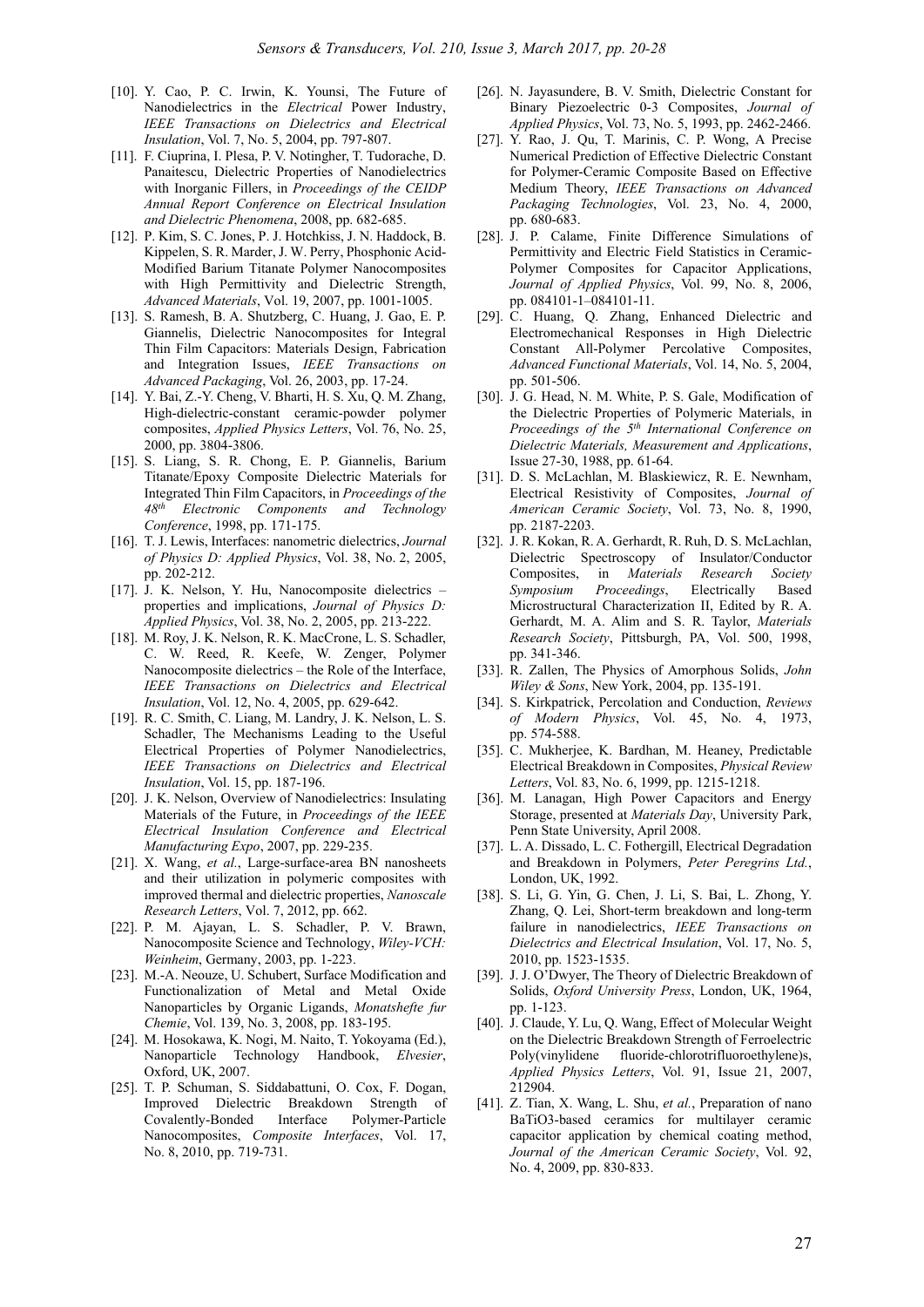[10]. Y. Cao, P. C. Irwin, K. Younsi, The Future of Nanodielectrics in the *Electrical* Power Industry, *IEEE Transactions on Dielectrics and Electrical Insulation*, Vol. 7, No. 5, 2004, pp. 797-807.

[11]. F. Ciuprina, I. Plesa, P. V. Notingher, T. Tudorache, D. Panaitescu, Dielectric Properties of Nanodielectrics with Inorganic Fillers, in *Proceedings of the CEIDP Annual Report Conference on Electrical Insulation and Dielectric Phenomena*, 2008, pp. 682-685.

[12]. P. Kim, S. C. Jones, P. J. Hotchkiss, J. N. Haddock, B. Kippelen, S. R. Marder, J. W. Perry, Phosphonic Acid-Modified Barium Titanate Polymer Nanocomposites with High Permittivity and Dielectric Strength, *Advanced Materials*, Vol. 19, 2007, pp. 1001-1005.

[13]. S. Ramesh, B. A. Shutzberg, C. Huang, J. Gao, E. P. Giannelis, Dielectric Nanocomposites for Integral Thin Film Capacitors: Materials Design, Fabrication and Integration Issues, *IEEE Transactions on Advanced Packaging*, Vol. 26, 2003, pp. 17-24.

[14]. Y. Bai, Z.-Y. Cheng, V. Bharti, H. S. Xu, Q. M. Zhang, High-dielectric-constant ceramic-powder polymer composites, *Applied Physics Letters*, Vol. 76, No. 25, 2000, pp. 3804-3806.

[15]. S. Liang, S. R. Chong, E. P. Giannelis, Barium Titanate/Epoxy Composite Dielectric Materials for Integrated Thin Film Capacitors, in *Proceedings of the 48th Electronic Components and Technology Conference*, 1998, pp. 171-175.

[16]. T. J. Lewis, Interfaces: nanometric dielectrics, *Journal of Physics D: Applied Physics*, Vol. 38, No. 2, 2005, pp. 202-212.

[17]. J. K. Nelson, Y. Hu, Nanocomposite dielectrics – properties and implications, *Journal of Physics D: Applied Physics*, Vol. 38, No. 2, 2005, pp. 213-222.

[18]. M. Roy, J. K. Nelson, R. K. MacCrone, L. S. Schadler, C. W. Reed, R. Keefe, W. Zenger, Polymer Nanocomposite dielectrics – the Role of the Interface, *IEEE Transactions on Dielectrics and Electrical Insulation*, Vol. 12, No. 4, 2005, pp. 629-642.

[19]. R. C. Smith, C. Liang, M. Landry, J. K. Nelson, L. S. Schadler, The Mechanisms Leading to the Useful Electrical Properties of Polymer Nanodielectrics, *IEEE Transactions on Dielectrics and Electrical Insulation*, Vol. 15, pp. 187-196.

[20]. J. K. Nelson, Overview of Nanodielectrics: Insulating Materials of the Future, in *Proceedings of the IEEE Electrical Insulation Conference and Electrical Manufacturing Expo*, 2007, pp. 229-235.

[21]. X. Wang, *et al.*, Large-surface-area BN nanosheets and their utilization in polymeric composites with improved thermal and dielectric properties, *Nanoscale Research Letters*, Vol. 7, 2012, pp. 662.

[22]. P. M. Ajayan, L. S. Schadler, P. V. Brawn, Nanocomposite Science and Technology, *Wiley-VCH: Weinheim*, Germany, 2003, pp. 1-223.

[23]. M.-A. Neouze, U. Schubert, Surface Modification and Functionalization of Metal and Metal Oxide Nanoparticles by Organic Ligands, *Monatshefte fur Chemie*, Vol. 139, No. 3, 2008, pp. 183-195.

[24]. M. Hosokawa, K. Nogi, M. Naito, T. Yokoyama (Ed.), Nanoparticle Technology Handbook, *Elvesier*, Oxford, UK, 2007.

[25]. T. P. Schuman, S. Siddabattuni, O. Cox, F. Dogan, Improved Dielectric Breakdown Strength of Covalently-Bonded Interface Polymer-Particle Nanocomposites, *Composite Interfaces*, Vol. 17, No. 8, 2010, pp. 719-731.

[26]. N. Jayasundere, B. V. Smith, Dielectric Constant for Binary Piezoelectric 0-3 Composites, *Journal of Applied Physics*, Vol. 73, No. 5, 1993, pp. 2462-2466.

[27]. Y. Rao, J. Qu, T. Marinis, C. P. Wong, A Precise Numerical Prediction of Effective Dielectric Constant for Polymer-Ceramic Composite Based on Effective Medium Theory, *IEEE Transactions on Advanced Packaging Technologies*, Vol. 23, No. 4, 2000, pp. 680-683.

[28]. J. P. Calame, Finite Difference Simulations of Permittivity and Electric Field Statistics in Ceramic-Polymer Composites for Capacitor Applications, *Journal of Applied Physics*, Vol. 99, No. 8, 2006, pp. 084101-1–084101-11.

[29]. C. Huang, Q. Zhang, Enhanced Dielectric and Electromechanical Responses in High Dielectric Constant All-Polymer Percolative Composites, *Advanced Functional Materials*, Vol. 14, No. 5, 2004, pp. 501-506.

[30]. J. G. Head, N. M. White, P. S. Gale, Modification of the Dielectric Properties of Polymeric Materials, in *Proceedings of the 5th International Conference on Dielectric Materials, Measurement and Applications*, Issue 27-30, 1988, pp. 61-64.

[31]. D. S. McLachlan, M. Blaskiewicz, R. E. Newnham, Electrical Resistivity of Composites, *Journal of American Ceramic Society*, Vol. 73, No. 8, 1990, pp. 2187-2203.

[32]. J. R. Kokan, R. A. Gerhardt, R. Ruh, D. S. McLachlan, Dielectric Spectroscopy of Insulator/Conductor Composites, in *Materials Research Society Symposium Proceedings*, Electrically Based Microstructural Characterization II, Edited by R. A. Gerhardt, M. A. Alim and S. R. Taylor, *Materials Research Society*, Pittsburgh, PA, Vol. 500, 1998, pp. 341-346.

[33]. R. Zallen, The Physics of Amorphous Solids, *John Wiley & Sons*, New York, 2004, pp. 135-191.

[34]. S. Kirkpatrick, Percolation and Conduction, *Reviews of Modern Physics*, Vol. 45, No. 4, 1973, pp. 574-588.

[35]. C. Mukherjee, K. Bardhan, M. Heaney, Predictable Electrical Breakdown in Composites, *Physical Review Letters*, Vol. 83, No. 6, 1999, pp. 1215-1218.

[36]. M. Lanagan, High Power Capacitors and Energy Storage, presented at *Materials Day*, University Park, Penn State University, April 2008.

[37]. L. A. Dissado, L. C. Fothergill, Electrical Degradation and Breakdown in Polymers, *Peter Peregrins Ltd.*, London, UK, 1992.

[38]. S. Li, G. Yin, G. Chen, J. Li, S. Bai, L. Zhong, Y. Zhang, Q. Lei, Short-term breakdown and long-term failure in nanodielectrics, *IEEE Transactions on Dielectrics and Electrical Insulation*, Vol. 17, No. 5, 2010, pp. 1523-1535.

[39]. J. J. O'Dwyer, The Theory of Dielectric Breakdown of Solids, *Oxford University Press*, London, UK, 1964, pp. 1-123.

[40]. J. Claude, Y. Lu, Q. Wang, Effect of Molecular Weight on the Dielectric Breakdown Strength of Ferroelectric Poly(vinylidene fluoride-chlorotrifluoroethylene)s, *Applied Physics Letters*, Vol. 91, Issue 21, 2007, 212904.

[41]. Z. Tian, X. Wang, L. Shu, *et al.*, Preparation of nano BaTiO3-based ceramics for multilayer ceramic capacitor application by chemical coating method, *Journal of the American Ceramic Society*, Vol. 92, No. 4, 2009, pp. 830-833.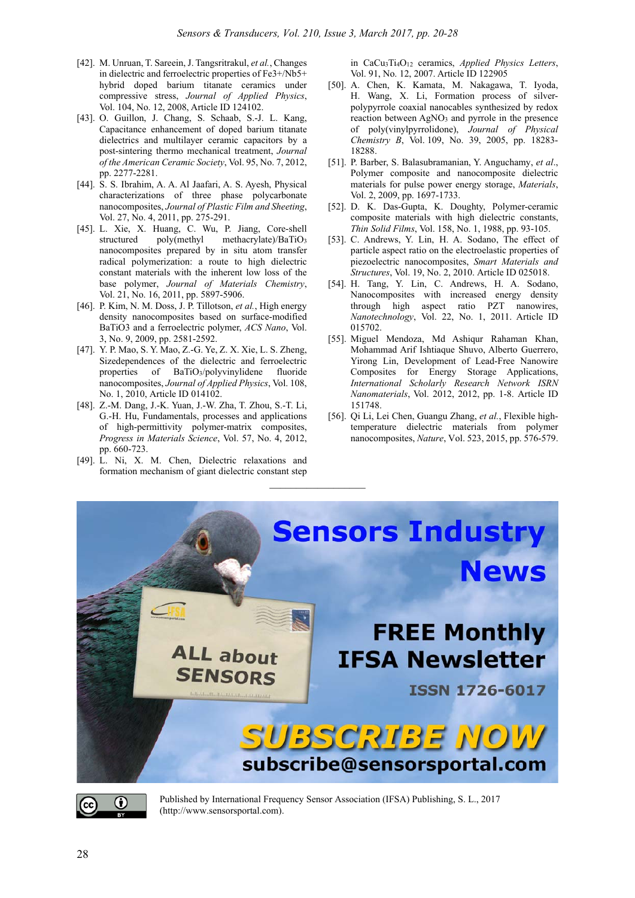[42]. M. Unruan, T. Sareein, J. Tangsritrakul, *et al.*, Changes in dielectric and ferroelectric properties of Fe3+/Nb5+ hybrid doped barium titanate ceramics under compressive stress, *Journal of Applied Physics*, Vol. 104, No. 12, 2008, Article ID 124102.

[43]. O. Guillon, J. Chang, S. Schaab, S.-J. L. Kang, Capacitance enhancement of doped barium titanate dielectrics and multilayer ceramic capacitors by a post-sintering thermo mechanical treatment, *Journal of the American Ceramic Society*, Vol. 95, No. 7, 2012, pp. 2277-2281.

[44]. S. S. Ibrahim, A. A. Al Jaafari, A. S. Ayesh, Physical characterizations of three phase polycarbonate nanocomposites, *Journal of Plastic Film and Sheeting*, Vol. 27, No. 4, 2011, pp. 275-291.

[45]. L. Xie, X. Huang, C. Wu, P. Jiang, Core-shell structured poly(methyl methacrylate)/$BaTiO_3$ nanocomposites prepared by in situ atom transfer radical polymerization: a route to high dielectric constant materials with the inherent low loss of the base polymer, *Journal of Materials Chemistry*, Vol. 21, No. 16, 2011, pp. 5897-5906.

[46]. P. Kim, N. M. Doss, J. P. Tillotson, *et al.*, High energy density nanocomposites based on surface-modified BaTiO3 and a ferroelectric polymer, *ACS Nano*, Vol. 3, No. 9, 2009, pp. 2581-2592.

[47]. Y. P. Mao, S. Y. Mao, Z.-G. Ye, Z. X. Xie, L. S. Zheng, Sizedependences of the dielectric and ferroelectric properties of $BaTiO_3$/polyvinylidene fluoride nanocomposites, *Journal of Applied Physics*, Vol. 108, No. 1, 2010, Article ID 014102.

[48]. Z.-M. Dang, J.-K. Yuan, J.-W. Zha, T. Zhou, S.-T. Li, G.-H. Hu, Fundamentals, processes and applications of high-permittivity polymer-matrix composites, *Progress in Materials Science*, Vol. 57, No. 4, 2012, pp. 660-723.

[49]. L. Ni, X. M. Chen, Dielectric relaxations and formation mechanism of giant dielectric constant step in $CaCu_3Ti_4O_{12}$ ceramics, *Applied Physics Letters*, Vol. 91, No. 12, 2007. Article ID 122905

[50]. A. Chen, K. Kamata, M. Nakagawa, T. Iyoda, H. Wang, X. Li, Formation process of silver-polypyrrole coaxial nanocables synthesized by redox reaction between $AgNO_3$ and pyrrole in the presence of poly(vinylpyrrolidone), *Journal of Physical Chemistry B*, Vol. 109, No. 39, 2005, pp. 18283-18288.

[51]. P. Barber, S. Balasubramanian, Y. Anguchamy, *et al.*, Polymer composite and nanocomposite dielectric materials for pulse power energy storage, *Materials*, Vol. 2, 2009, pp. 1697-1733.

[52]. D. K. Das-Gupta, K. Doughty, Polymer-ceramic composite materials with high dielectric constants, *Thin Solid Films*, Vol. 158, No. 1, 1988, pp. 93-105.

[53]. C. Andrews, Y. Lin, H. A. Sodano, The effect of particle aspect ratio on the electroelastic properties of piezoelectric nanocomposites, *Smart Materials and Structures*, Vol. 19, No. 2, 2010. Article ID 025018.

[54]. H. Tang, Y. Lin, C. Andrews, H. A. Sodano, Nanocomposites with increased energy density through high aspect ratio PZT nanowires, *Nanotechnology*, Vol. 22, No. 1, 2011. Article ID 015702.

[55]. Miguel Mendoza, Md Ashiqur Rahaman Khan, Mohammad Arif Ishtiaque Shuvo, Alberto Guerrero, Yirong Lin, Development of Lead-Free Nanowire Composites for Energy Storage Applications, *International Scholarly Research Network ISRN Nanomaterials*, Vol. 2012, 2012, pp. 1-8. Article ID 151748.

[56]. Qi Li, Lei Chen, Guangu Zhang, *et al.*, Flexible high-temperature dielectric materials from polymer nanocomposites, *Nature*, Vol. 523, 2015, pp. 576-579.

---

Sensors Industry News

FREE Monthly IFSA Newsletter

ISSN 1726-6017

ALL about SENSORS

SUBSCRIBE NOW

subscribe@sensorsportal.com

Published by International Frequency Sensor Association (IFSA) Publishing, S. L., 2017 (http://www.sensorsportal.com).